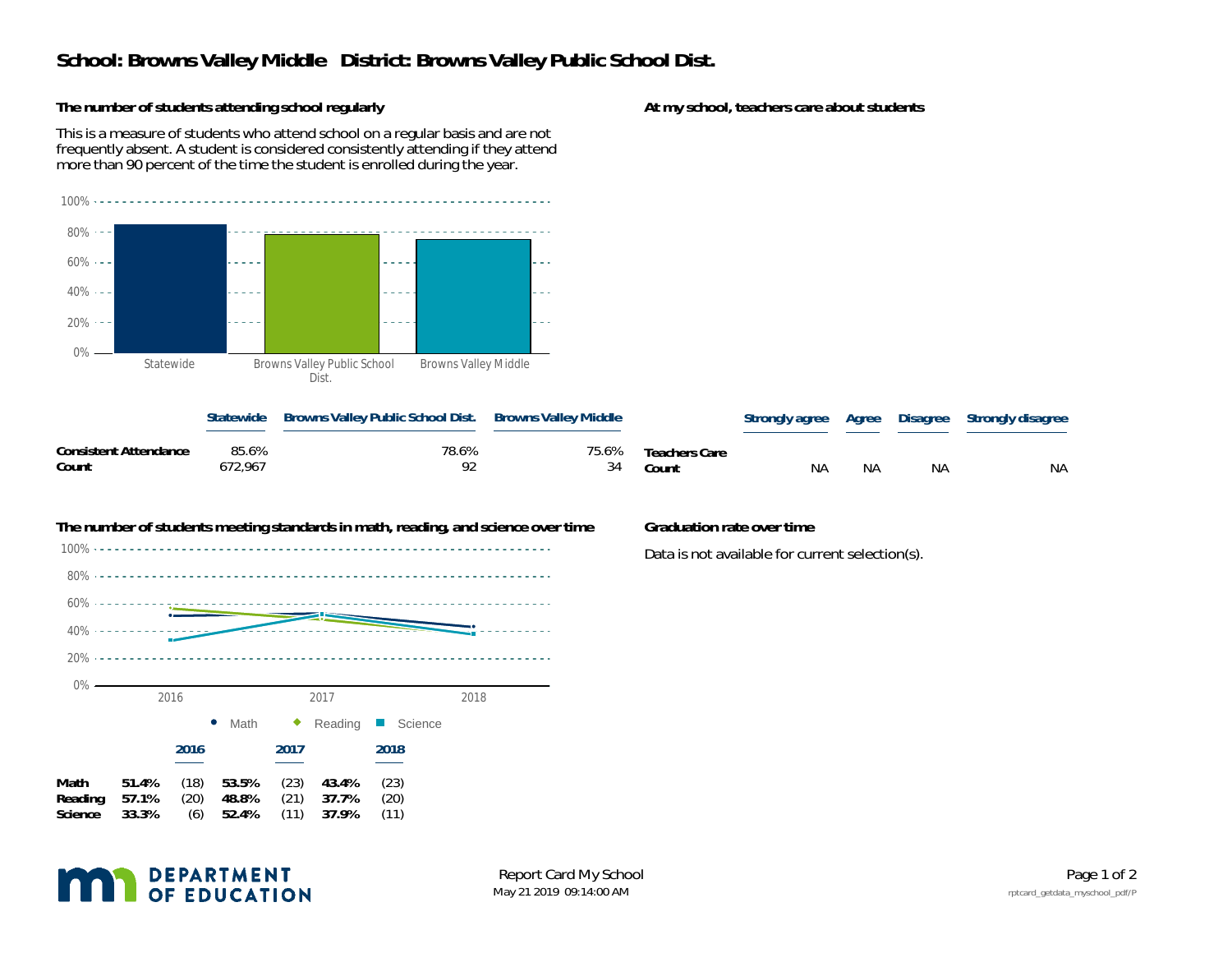# School: Browns Valley Middle   District: Browns Valley Public School Dist.

### The number of students attending school regularly

This is a measure of students who attend school on a regular basis and are not frequently absent. A student is considered consistently attending if they attend more than 90 percent of the time the student is enrolled during the year.

| | Statewide | Browns Valley Public School Dist. | Browns Valley Middle |
|---|---|---|---|
| **Consistent Attendance** | 85.6% | 78.6% | 75.6% |
| **Count** | 672,967 | 92 | 34 |

### At my school, teachers care about students

| | Strongly agree | Agree | Disagree | Strongly disagree |
|---|---|---|---|---|
| **Teachers Care Count** | NA | NA | NA | NA |

### The number of students meeting standards in math, reading, and science over time

| | 2016 | | 2017 | | 2018 | |
|---|---|---|---|---|---|---|
| **Math** | **51.4%** | (18) | **53.5%** | (23) | **43.4%** | (23) |
| **Reading** | **57.1%** | (20) | **48.8%** | (21) | **37.7%** | (20) |
| **Science** | **33.3%** | (6) | **52.4%** | (11) | **37.9%** | (11) |

### Graduation rate over time

Data is not available for current selection(s).

Report Card My School
May 21 2019 09:14:00 AM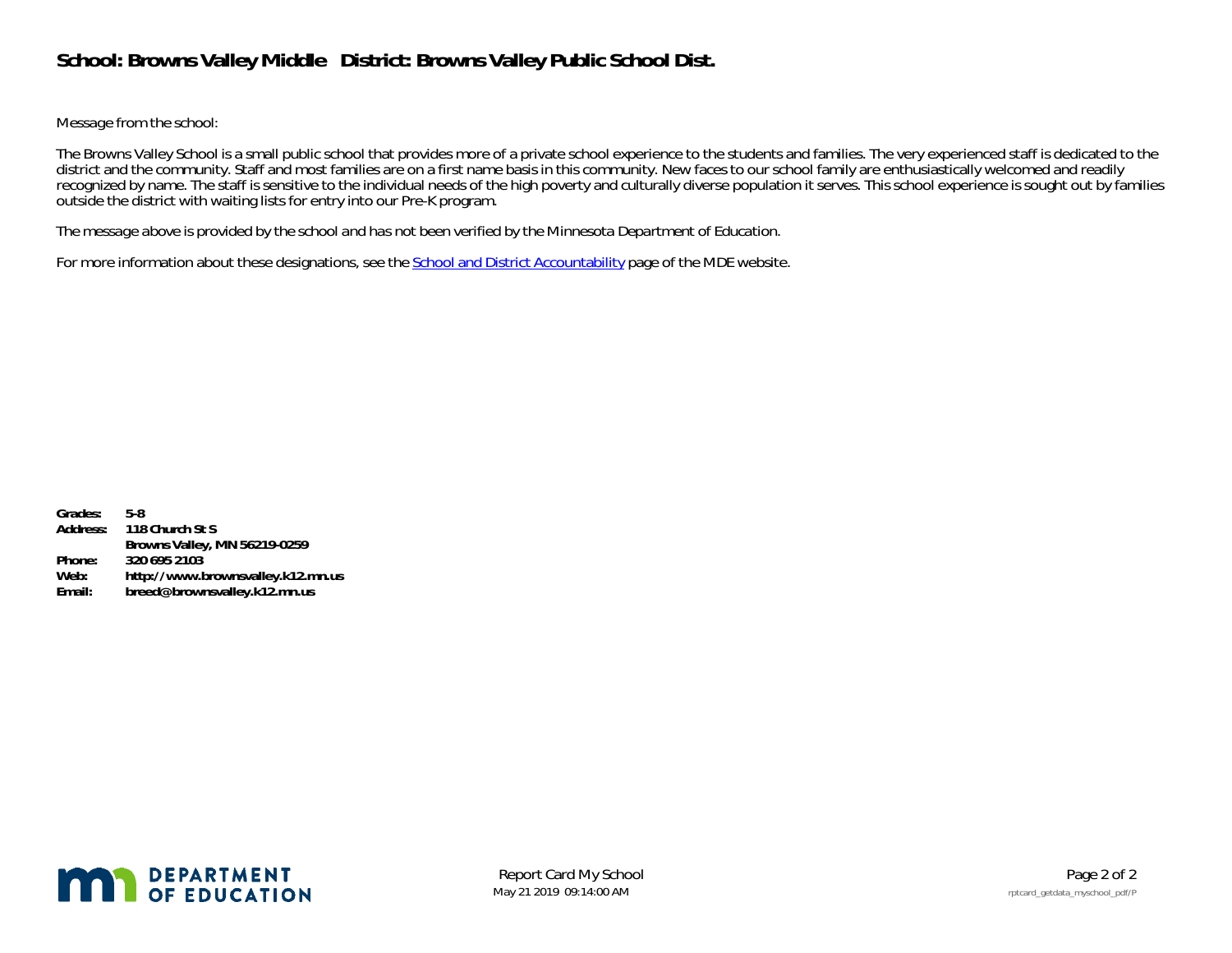# School: Browns Valley Middle   District: Browns Valley Public School Dist.

Message from the school:

The Browns Valley School is a small public school that provides more of a private school experience to the students and families. The very experienced staff is dedicated to the district and the community. Staff and most families are on a first name basis in this community. New faces to our school family are enthusiastically welcomed and readily recognized by name. The staff is sensitive to the individual needs of the high poverty and culturally diverse population it serves. This school experience is sought out by families outside the district with waiting lists for entry into our Pre-K program.

The message above is provided by the school and has not been verified by the Minnesota Department of Education.

For more information about these designations, see the School and District Accountability page of the MDE website.

**Grades:** 5-8
**Address:** 118 Church St S
Browns Valley, MN 56219-0259
**Phone:** 320 695 2103
**Web:** http://www.brownsvalley.k12.mn.us
**Email:** breed@brownsvalley.k12.mn.us

DEPARTMENT OF EDUCATION

Report Card My School
May 21 2019 09:14:00 AM

rptcard_getdata_myschool_pdf/P